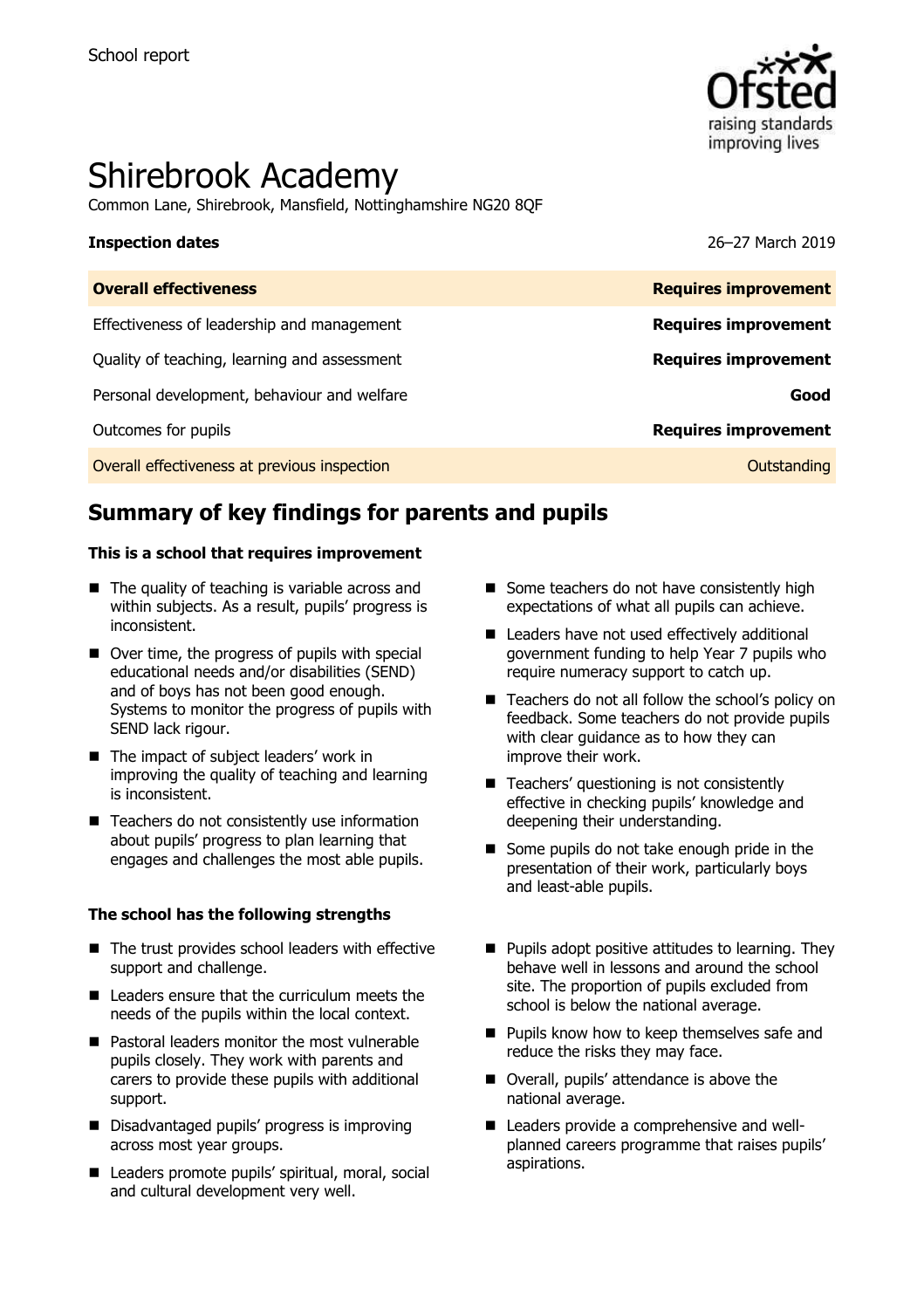School report

# Shirebrook Academy

Common Lane, Shirebrook, Mansfield, Nottinghamshire NG20 8QF

| **Inspection dates** | 26–27 March 2019 |
| --- | --- |
| **Overall effectiveness** | **Requires improvement** |
| Effectiveness of leadership and management | **Requires improvement** |
| Quality of teaching, learning and assessment | **Requires improvement** |
| Personal development, behaviour and welfare | **Good** |
| Outcomes for pupils | **Requires improvement** |
| Overall effectiveness at previous inspection | Outstanding |

## Summary of key findings for parents and pupils

**This is a school that requires improvement**

- The quality of teaching is variable across and within subjects. As a result, pupils' progress is inconsistent.
- Over time, the progress of pupils with special educational needs and/or disabilities (SEND) and of boys has not been good enough. Systems to monitor the progress of pupils with SEND lack rigour.
- The impact of subject leaders' work in improving the quality of teaching and learning is inconsistent.
- Teachers do not consistently use information about pupils' progress to plan learning that engages and challenges the most able pupils.
- Some teachers do not have consistently high expectations of what all pupils can achieve.
- Leaders have not used effectively additional government funding to help Year 7 pupils who require numeracy support to catch up.
- Teachers do not all follow the school's policy on feedback. Some teachers do not provide pupils with clear guidance as to how they can improve their work.
- Teachers' questioning is not consistently effective in checking pupils' knowledge and deepening their understanding.
- Some pupils do not take enough pride in the presentation of their work, particularly boys and least-able pupils.

**The school has the following strengths**

- The trust provides school leaders with effective support and challenge.
- Leaders ensure that the curriculum meets the needs of the pupils within the local context.
- Pastoral leaders monitor the most vulnerable pupils closely. They work with parents and carers to provide these pupils with additional support.
- Disadvantaged pupils' progress is improving across most year groups.
- Leaders promote pupils' spiritual, moral, social and cultural development very well.
- Pupils adopt positive attitudes to learning. They behave well in lessons and around the school site. The proportion of pupils excluded from school is below the national average.
- Pupils know how to keep themselves safe and reduce the risks they may face.
- Overall, pupils' attendance is above the national average.
- Leaders provide a comprehensive and well-planned careers programme that raises pupils' aspirations.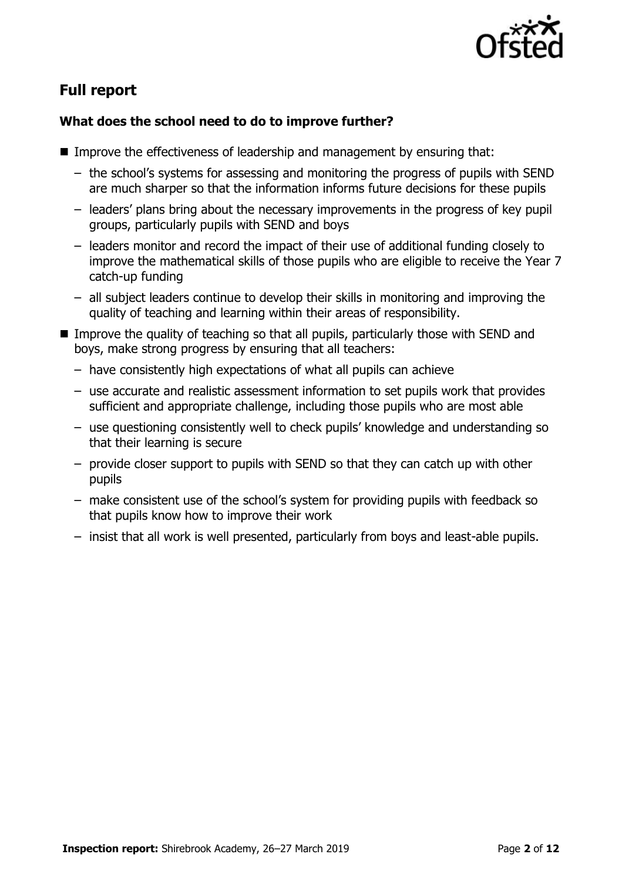## Full report

### What does the school need to do to improve further?

- Improve the effectiveness of leadership and management by ensuring that:
  - the school's systems for assessing and monitoring the progress of pupils with SEND are much sharper so that the information informs future decisions for these pupils
  - leaders' plans bring about the necessary improvements in the progress of key pupil groups, particularly pupils with SEND and boys
  - leaders monitor and record the impact of their use of additional funding closely to improve the mathematical skills of those pupils who are eligible to receive the Year 7 catch-up funding
  - all subject leaders continue to develop their skills in monitoring and improving the quality of teaching and learning within their areas of responsibility.
- Improve the quality of teaching so that all pupils, particularly those with SEND and boys, make strong progress by ensuring that all teachers:
  - have consistently high expectations of what all pupils can achieve
  - use accurate and realistic assessment information to set pupils work that provides sufficient and appropriate challenge, including those pupils who are most able
  - use questioning consistently well to check pupils' knowledge and understanding so that their learning is secure
  - provide closer support to pupils with SEND so that they can catch up with other pupils
  - make consistent use of the school's system for providing pupils with feedback so that pupils know how to improve their work
  - insist that all work is well presented, particularly from boys and least-able pupils.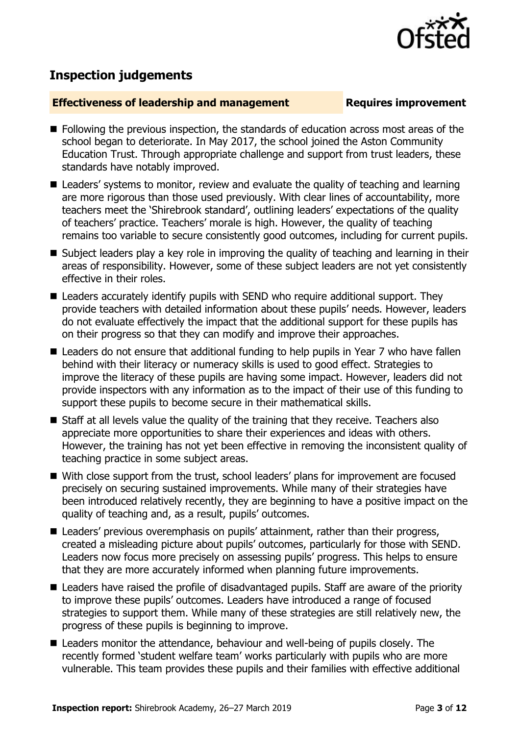## Inspection judgements

**Effectiveness of leadership and management** **Requires improvement**

- Following the previous inspection, the standards of education across most areas of the school began to deteriorate. In May 2017, the school joined the Aston Community Education Trust. Through appropriate challenge and support from trust leaders, these standards have notably improved.
- Leaders' systems to monitor, review and evaluate the quality of teaching and learning are more rigorous than those used previously. With clear lines of accountability, more teachers meet the 'Shirebrook standard', outlining leaders' expectations of the quality of teachers' practice. Teachers' morale is high. However, the quality of teaching remains too variable to secure consistently good outcomes, including for current pupils.
- Subject leaders play a key role in improving the quality of teaching and learning in their areas of responsibility. However, some of these subject leaders are not yet consistently effective in their roles.
- Leaders accurately identify pupils with SEND who require additional support. They provide teachers with detailed information about these pupils' needs. However, leaders do not evaluate effectively the impact that the additional support for these pupils has on their progress so that they can modify and improve their approaches.
- Leaders do not ensure that additional funding to help pupils in Year 7 who have fallen behind with their literacy or numeracy skills is used to good effect. Strategies to improve the literacy of these pupils are having some impact. However, leaders did not provide inspectors with any information as to the impact of their use of this funding to support these pupils to become secure in their mathematical skills.
- Staff at all levels value the quality of the training that they receive. Teachers also appreciate more opportunities to share their experiences and ideas with others. However, the training has not yet been effective in removing the inconsistent quality of teaching practice in some subject areas.
- With close support from the trust, school leaders' plans for improvement are focused precisely on securing sustained improvements. While many of their strategies have been introduced relatively recently, they are beginning to have a positive impact on the quality of teaching and, as a result, pupils' outcomes.
- Leaders' previous overemphasis on pupils' attainment, rather than their progress, created a misleading picture about pupils' outcomes, particularly for those with SEND. Leaders now focus more precisely on assessing pupils' progress. This helps to ensure that they are more accurately informed when planning future improvements.
- Leaders have raised the profile of disadvantaged pupils. Staff are aware of the priority to improve these pupils' outcomes. Leaders have introduced a range of focused strategies to support them. While many of these strategies are still relatively new, the progress of these pupils is beginning to improve.
- Leaders monitor the attendance, behaviour and well-being of pupils closely. The recently formed 'student welfare team' works particularly with pupils who are more vulnerable. This team provides these pupils and their families with effective additional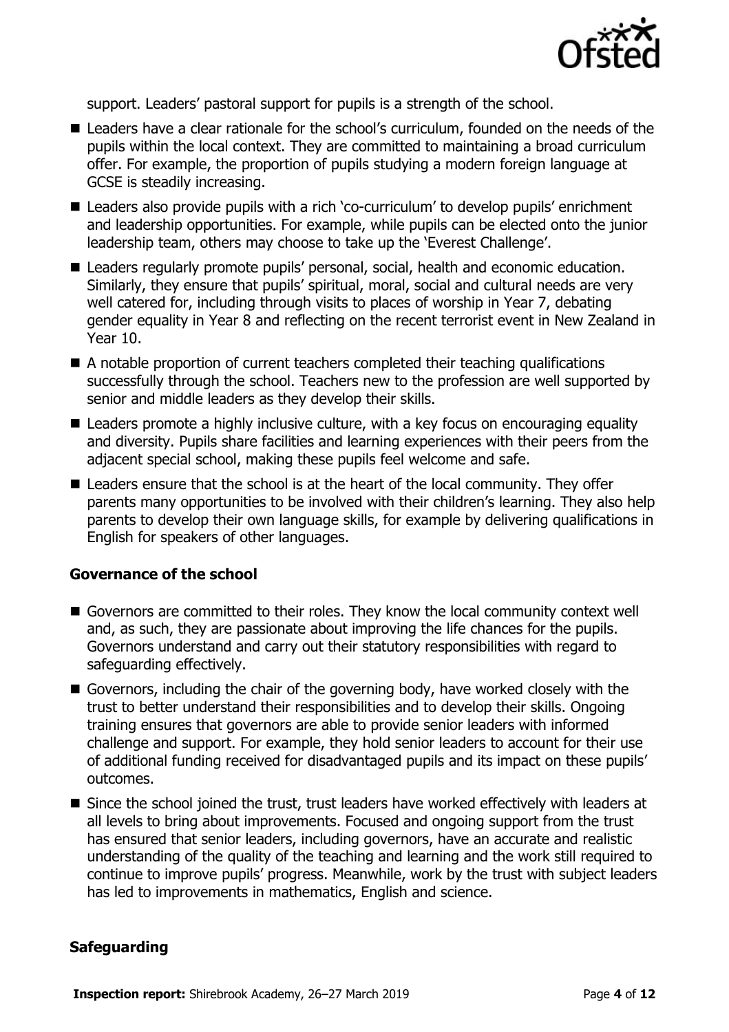support. Leaders' pastoral support for pupils is a strength of the school.

- Leaders have a clear rationale for the school's curriculum, founded on the needs of the pupils within the local context. They are committed to maintaining a broad curriculum offer. For example, the proportion of pupils studying a modern foreign language at GCSE is steadily increasing.
- Leaders also provide pupils with a rich 'co-curriculum' to develop pupils' enrichment and leadership opportunities. For example, while pupils can be elected onto the junior leadership team, others may choose to take up the 'Everest Challenge'.
- Leaders regularly promote pupils' personal, social, health and economic education. Similarly, they ensure that pupils' spiritual, moral, social and cultural needs are very well catered for, including through visits to places of worship in Year 7, debating gender equality in Year 8 and reflecting on the recent terrorist event in New Zealand in Year 10.
- A notable proportion of current teachers completed their teaching qualifications successfully through the school. Teachers new to the profession are well supported by senior and middle leaders as they develop their skills.
- Leaders promote a highly inclusive culture, with a key focus on encouraging equality and diversity. Pupils share facilities and learning experiences with their peers from the adjacent special school, making these pupils feel welcome and safe.
- Leaders ensure that the school is at the heart of the local community. They offer parents many opportunities to be involved with their children's learning. They also help parents to develop their own language skills, for example by delivering qualifications in English for speakers of other languages.

### Governance of the school

- Governors are committed to their roles. They know the local community context well and, as such, they are passionate about improving the life chances for the pupils. Governors understand and carry out their statutory responsibilities with regard to safeguarding effectively.
- Governors, including the chair of the governing body, have worked closely with the trust to better understand their responsibilities and to develop their skills. Ongoing training ensures that governors are able to provide senior leaders with informed challenge and support. For example, they hold senior leaders to account for their use of additional funding received for disadvantaged pupils and its impact on these pupils' outcomes.
- Since the school joined the trust, trust leaders have worked effectively with leaders at all levels to bring about improvements. Focused and ongoing support from the trust has ensured that senior leaders, including governors, have an accurate and realistic understanding of the quality of the teaching and learning and the work still required to continue to improve pupils' progress. Meanwhile, work by the trust with subject leaders has led to improvements in mathematics, English and science.

### Safeguarding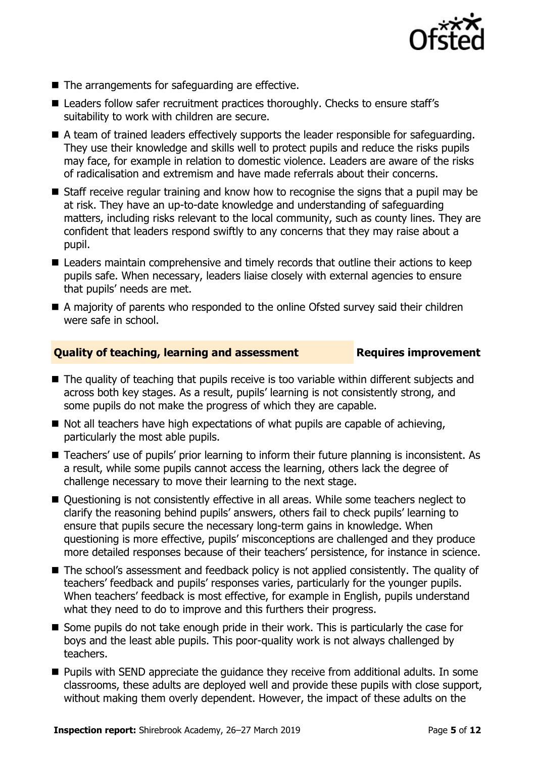- The arrangements for safeguarding are effective.
- Leaders follow safer recruitment practices thoroughly. Checks to ensure staff's suitability to work with children are secure.
- A team of trained leaders effectively supports the leader responsible for safeguarding. They use their knowledge and skills well to protect pupils and reduce the risks pupils may face, for example in relation to domestic violence. Leaders are aware of the risks of radicalisation and extremism and have made referrals about their concerns.
- Staff receive regular training and know how to recognise the signs that a pupil may be at risk. They have an up-to-date knowledge and understanding of safeguarding matters, including risks relevant to the local community, such as county lines. They are confident that leaders respond swiftly to any concerns that they may raise about a pupil.
- Leaders maintain comprehensive and timely records that outline their actions to keep pupils safe. When necessary, leaders liaise closely with external agencies to ensure that pupils' needs are met.
- A majority of parents who responded to the online Ofsted survey said their children were safe in school.

## Quality of teaching, learning and assessment — Requires improvement

- The quality of teaching that pupils receive is too variable within different subjects and across both key stages. As a result, pupils' learning is not consistently strong, and some pupils do not make the progress of which they are capable.
- Not all teachers have high expectations of what pupils are capable of achieving, particularly the most able pupils.
- Teachers' use of pupils' prior learning to inform their future planning is inconsistent. As a result, while some pupils cannot access the learning, others lack the degree of challenge necessary to move their learning to the next stage.
- Questioning is not consistently effective in all areas. While some teachers neglect to clarify the reasoning behind pupils' answers, others fail to check pupils' learning to ensure that pupils secure the necessary long-term gains in knowledge. When questioning is more effective, pupils' misconceptions are challenged and they produce more detailed responses because of their teachers' persistence, for instance in science.
- The school's assessment and feedback policy is not applied consistently. The quality of teachers' feedback and pupils' responses varies, particularly for the younger pupils. When teachers' feedback is most effective, for example in English, pupils understand what they need to do to improve and this furthers their progress.
- Some pupils do not take enough pride in their work. This is particularly the case for boys and the least able pupils. This poor-quality work is not always challenged by teachers.
- Pupils with SEND appreciate the guidance they receive from additional adults. In some classrooms, these adults are deployed well and provide these pupils with close support, without making them overly dependent. However, the impact of these adults on the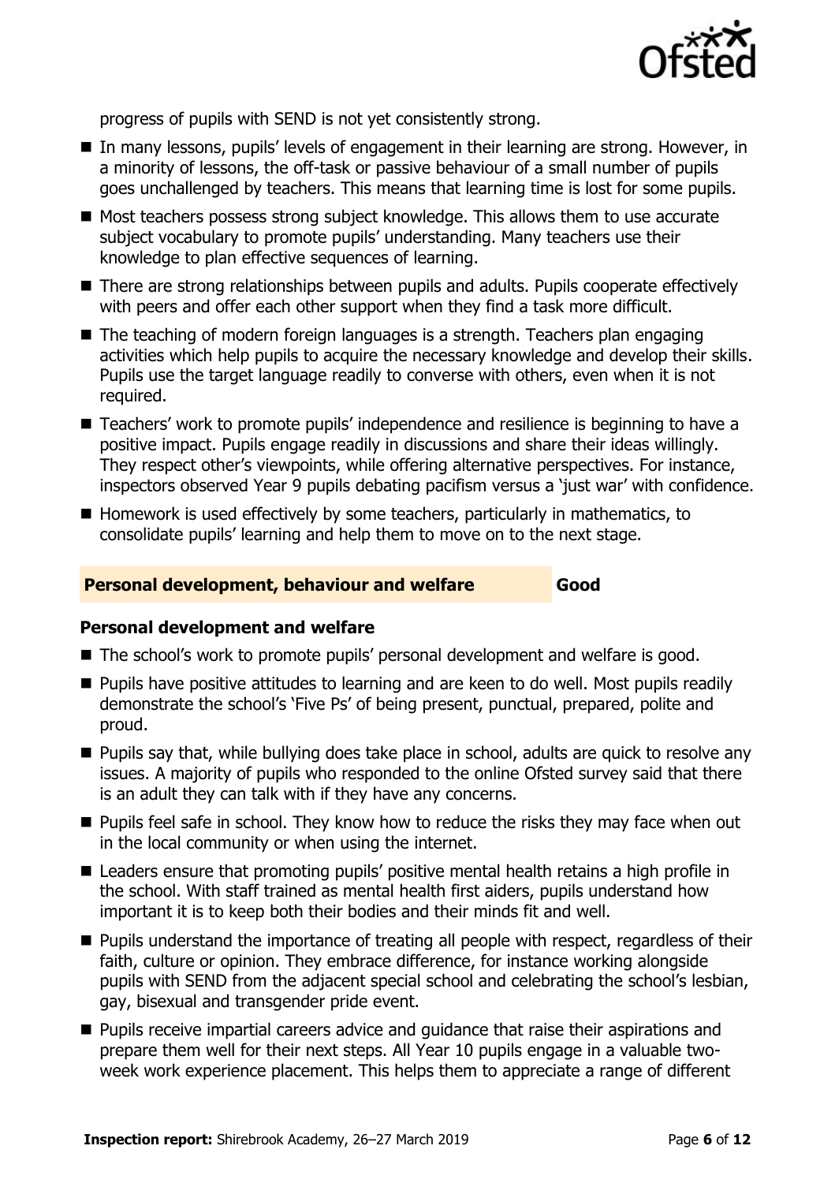progress of pupils with SEND is not yet consistently strong.

- In many lessons, pupils' levels of engagement in their learning are strong. However, in a minority of lessons, the off-task or passive behaviour of a small number of pupils goes unchallenged by teachers. This means that learning time is lost for some pupils.
- Most teachers possess strong subject knowledge. This allows them to use accurate subject vocabulary to promote pupils' understanding. Many teachers use their knowledge to plan effective sequences of learning.
- There are strong relationships between pupils and adults. Pupils cooperate effectively with peers and offer each other support when they find a task more difficult.
- The teaching of modern foreign languages is a strength. Teachers plan engaging activities which help pupils to acquire the necessary knowledge and develop their skills. Pupils use the target language readily to converse with others, even when it is not required.
- Teachers' work to promote pupils' independence and resilience is beginning to have a positive impact. Pupils engage readily in discussions and share their ideas willingly. They respect other's viewpoints, while offering alternative perspectives. For instance, inspectors observed Year 9 pupils debating pacifism versus a 'just war' with confidence.
- Homework is used effectively by some teachers, particularly in mathematics, to consolidate pupils' learning and help them to move on to the next stage.

## Personal development, behaviour and welfare — Good

### Personal development and welfare

- The school's work to promote pupils' personal development and welfare is good.
- Pupils have positive attitudes to learning and are keen to do well. Most pupils readily demonstrate the school's 'Five Ps' of being present, punctual, prepared, polite and proud.
- Pupils say that, while bullying does take place in school, adults are quick to resolve any issues. A majority of pupils who responded to the online Ofsted survey said that there is an adult they can talk with if they have any concerns.
- Pupils feel safe in school. They know how to reduce the risks they may face when out in the local community or when using the internet.
- Leaders ensure that promoting pupils' positive mental health retains a high profile in the school. With staff trained as mental health first aiders, pupils understand how important it is to keep both their bodies and their minds fit and well.
- Pupils understand the importance of treating all people with respect, regardless of their faith, culture or opinion. They embrace difference, for instance working alongside pupils with SEND from the adjacent special school and celebrating the school's lesbian, gay, bisexual and transgender pride event.
- Pupils receive impartial careers advice and guidance that raise their aspirations and prepare them well for their next steps. All Year 10 pupils engage in a valuable two-week work experience placement. This helps them to appreciate a range of different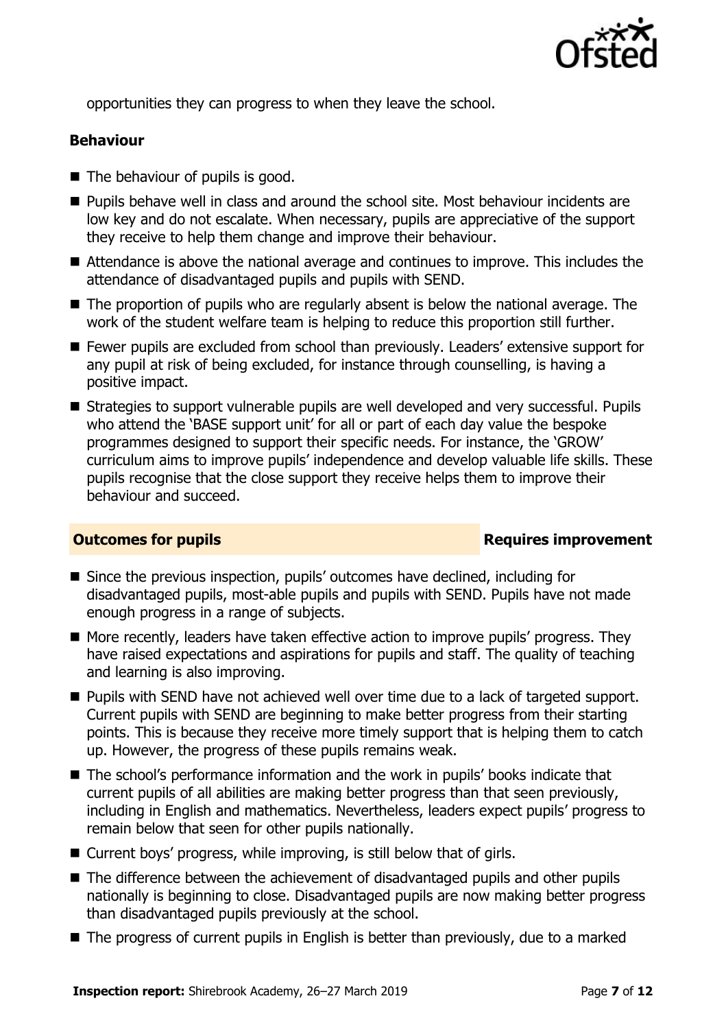opportunities they can progress to when they leave the school.

### Behaviour

- The behaviour of pupils is good.
- Pupils behave well in class and around the school site. Most behaviour incidents are low key and do not escalate. When necessary, pupils are appreciative of the support they receive to help them change and improve their behaviour.
- Attendance is above the national average and continues to improve. This includes the attendance of disadvantaged pupils and pupils with SEND.
- The proportion of pupils who are regularly absent is below the national average. The work of the student welfare team is helping to reduce this proportion still further.
- Fewer pupils are excluded from school than previously. Leaders' extensive support for any pupil at risk of being excluded, for instance through counselling, is having a positive impact.
- Strategies to support vulnerable pupils are well developed and very successful. Pupils who attend the 'BASE support unit' for all or part of each day value the bespoke programmes designed to support their specific needs. For instance, the 'GROW' curriculum aims to improve pupils' independence and develop valuable life skills. These pupils recognise that the close support they receive helps them to improve their behaviour and succeed.

## Outcomes for pupils — Requires improvement

- Since the previous inspection, pupils' outcomes have declined, including for disadvantaged pupils, most-able pupils and pupils with SEND. Pupils have not made enough progress in a range of subjects.
- More recently, leaders have taken effective action to improve pupils' progress. They have raised expectations and aspirations for pupils and staff. The quality of teaching and learning is also improving.
- Pupils with SEND have not achieved well over time due to a lack of targeted support. Current pupils with SEND are beginning to make better progress from their starting points. This is because they receive more timely support that is helping them to catch up. However, the progress of these pupils remains weak.
- The school's performance information and the work in pupils' books indicate that current pupils of all abilities are making better progress than that seen previously, including in English and mathematics. Nevertheless, leaders expect pupils' progress to remain below that seen for other pupils nationally.
- Current boys' progress, while improving, is still below that of girls.
- The difference between the achievement of disadvantaged pupils and other pupils nationally is beginning to close. Disadvantaged pupils are now making better progress than disadvantaged pupils previously at the school.
- The progress of current pupils in English is better than previously, due to a marked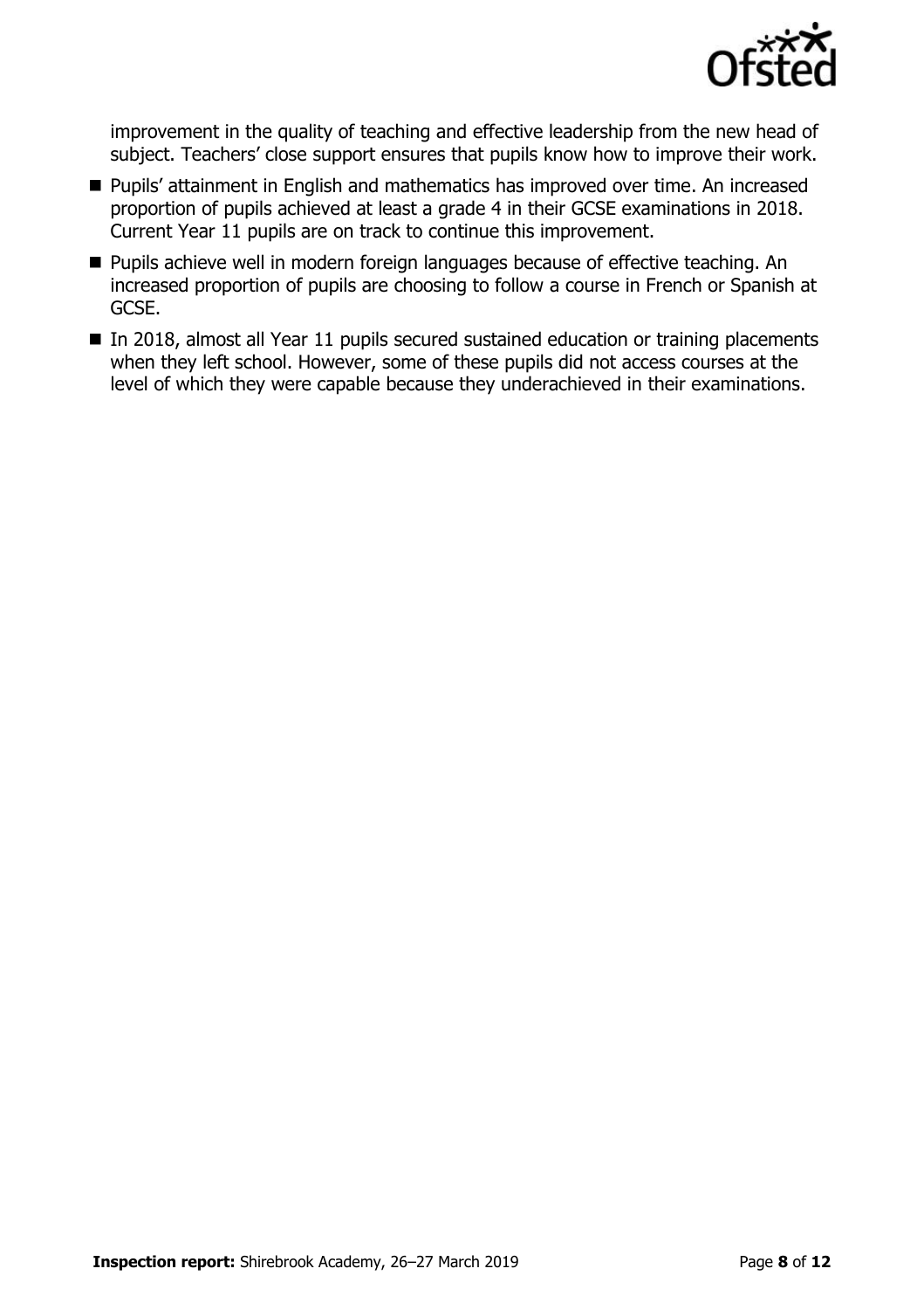improvement in the quality of teaching and effective leadership from the new head of subject. Teachers' close support ensures that pupils know how to improve their work.

- Pupils' attainment in English and mathematics has improved over time. An increased proportion of pupils achieved at least a grade 4 in their GCSE examinations in 2018. Current Year 11 pupils are on track to continue this improvement.
- Pupils achieve well in modern foreign languages because of effective teaching. An increased proportion of pupils are choosing to follow a course in French or Spanish at GCSE.
- In 2018, almost all Year 11 pupils secured sustained education or training placements when they left school. However, some of these pupils did not access courses at the level of which they were capable because they underachieved in their examinations.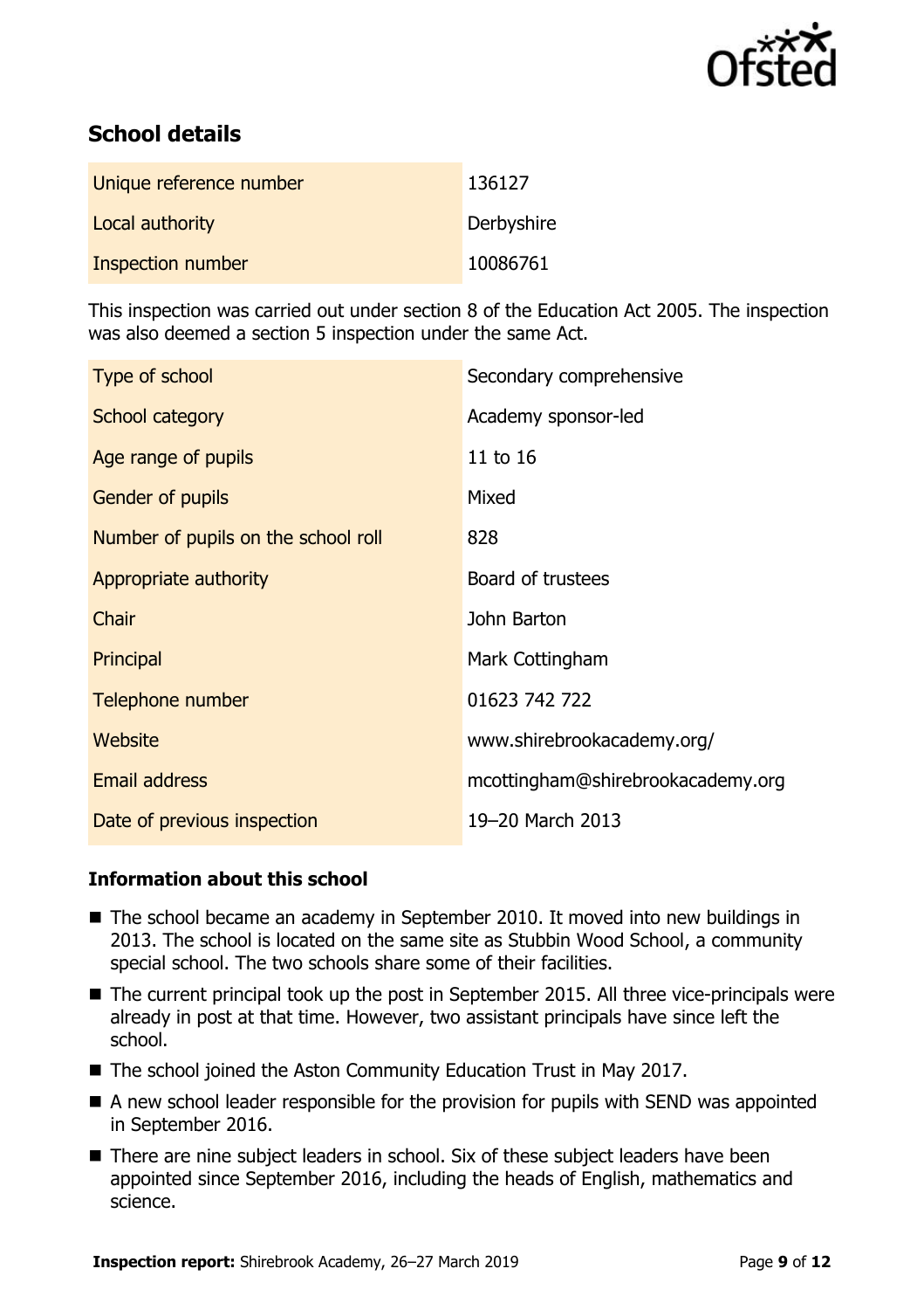## School details

| | |
|---|---|
| Unique reference number | 136127 |
| Local authority | Derbyshire |
| Inspection number | 10086761 |

This inspection was carried out under section 8 of the Education Act 2005. The inspection was also deemed a section 5 inspection under the same Act.

| | |
|---|---|
| Type of school | Secondary comprehensive |
| School category | Academy sponsor-led |
| Age range of pupils | 11 to 16 |
| Gender of pupils | Mixed |
| Number of pupils on the school roll | 828 |
| Appropriate authority | Board of trustees |
| Chair | John Barton |
| Principal | Mark Cottingham |
| Telephone number | 01623 742 722 |
| Website | www.shirebrookacademy.org/ |
| Email address | mcottingham@shirebrookacademy.org |
| Date of previous inspection | 19–20 March 2013 |

### Information about this school

- The school became an academy in September 2010. It moved into new buildings in 2013. The school is located on the same site as Stubbin Wood School, a community special school. The two schools share some of their facilities.
- The current principal took up the post in September 2015. All three vice-principals were already in post at that time. However, two assistant principals have since left the school.
- The school joined the Aston Community Education Trust in May 2017.
- A new school leader responsible for the provision for pupils with SEND was appointed in September 2016.
- There are nine subject leaders in school. Six of these subject leaders have been appointed since September 2016, including the heads of English, mathematics and science.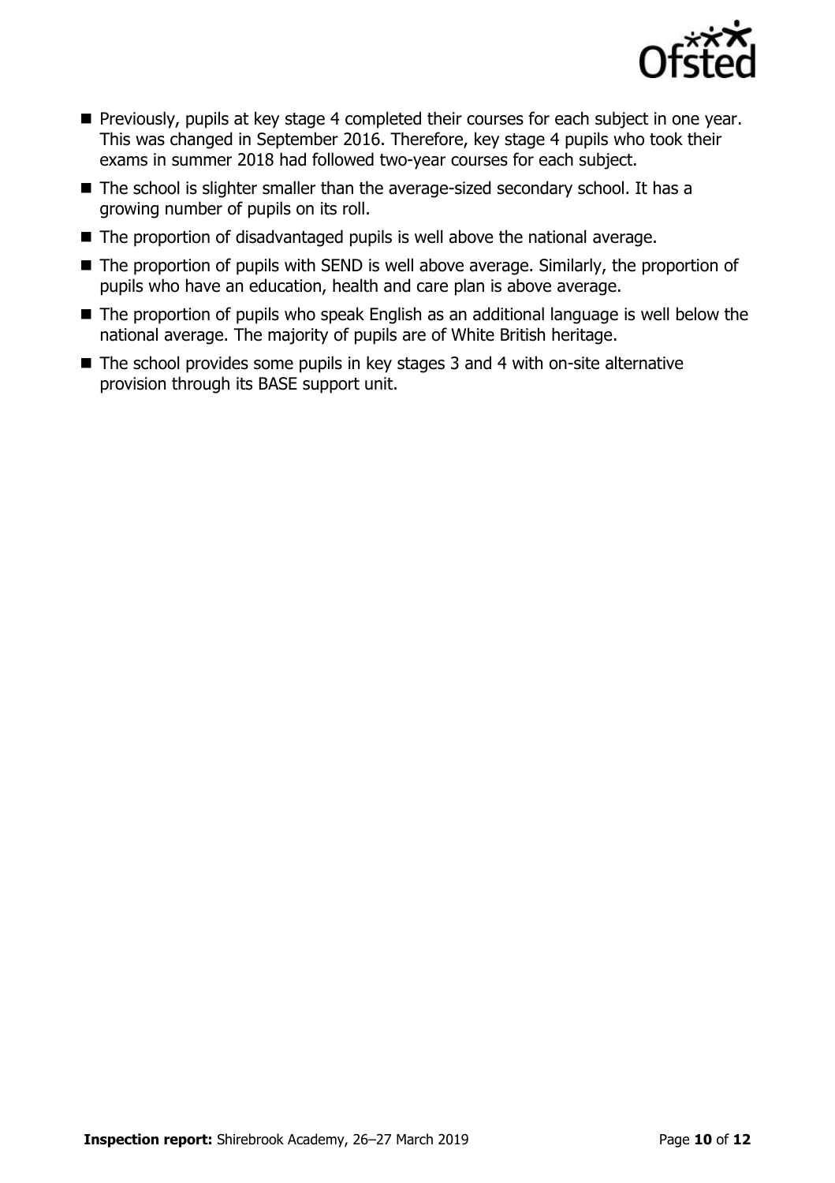- Previously, pupils at key stage 4 completed their courses for each subject in one year. This was changed in September 2016. Therefore, key stage 4 pupils who took their exams in summer 2018 had followed two-year courses for each subject.
- The school is slighter smaller than the average-sized secondary school. It has a growing number of pupils on its roll.
- The proportion of disadvantaged pupils is well above the national average.
- The proportion of pupils with SEND is well above average. Similarly, the proportion of pupils who have an education, health and care plan is above average.
- The proportion of pupils who speak English as an additional language is well below the national average. The majority of pupils are of White British heritage.
- The school provides some pupils in key stages 3 and 4 with on-site alternative provision through its BASE support unit.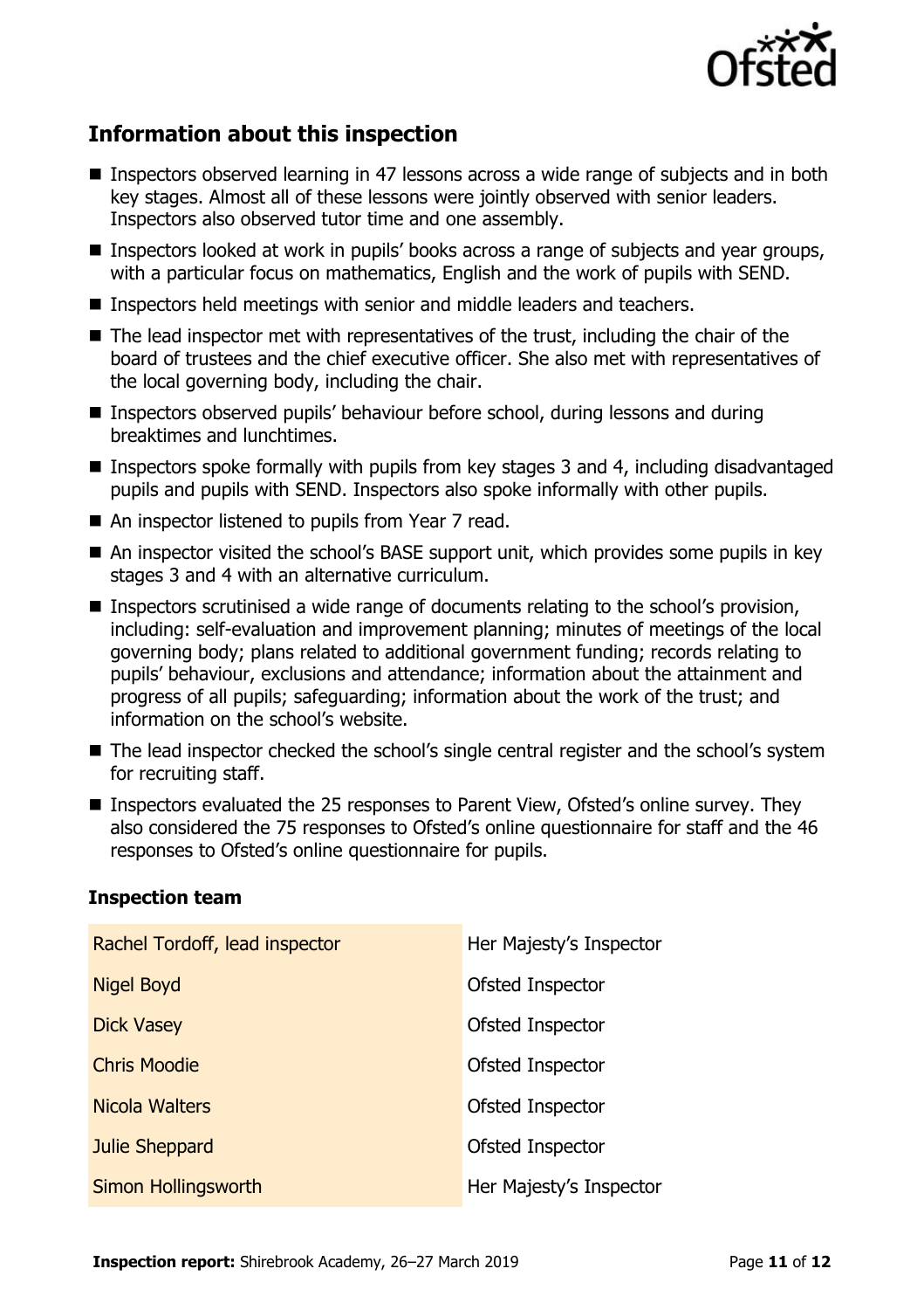## Information about this inspection

- Inspectors observed learning in 47 lessons across a wide range of subjects and in both key stages. Almost all of these lessons were jointly observed with senior leaders. Inspectors also observed tutor time and one assembly.
- Inspectors looked at work in pupils' books across a range of subjects and year groups, with a particular focus on mathematics, English and the work of pupils with SEND.
- Inspectors held meetings with senior and middle leaders and teachers.
- The lead inspector met with representatives of the trust, including the chair of the board of trustees and the chief executive officer. She also met with representatives of the local governing body, including the chair.
- Inspectors observed pupils' behaviour before school, during lessons and during breaktimes and lunchtimes.
- Inspectors spoke formally with pupils from key stages 3 and 4, including disadvantaged pupils and pupils with SEND. Inspectors also spoke informally with other pupils.
- An inspector listened to pupils from Year 7 read.
- An inspector visited the school's BASE support unit, which provides some pupils in key stages 3 and 4 with an alternative curriculum.
- Inspectors scrutinised a wide range of documents relating to the school's provision, including: self-evaluation and improvement planning; minutes of meetings of the local governing body; plans related to additional government funding; records relating to pupils' behaviour, exclusions and attendance; information about the attainment and progress of all pupils; safeguarding; information about the work of the trust; and information on the school's website.
- The lead inspector checked the school's single central register and the school's system for recruiting staff.
- Inspectors evaluated the 25 responses to Parent View, Ofsted's online survey. They also considered the 75 responses to Ofsted's online questionnaire for staff and the 46 responses to Ofsted's online questionnaire for pupils.

### Inspection team

| | |
|---|---|
| Rachel Tordoff, lead inspector | Her Majesty's Inspector |
| Nigel Boyd | Ofsted Inspector |
| Dick Vasey | Ofsted Inspector |
| Chris Moodie | Ofsted Inspector |
| Nicola Walters | Ofsted Inspector |
| Julie Sheppard | Ofsted Inspector |
| Simon Hollingsworth | Her Majesty's Inspector |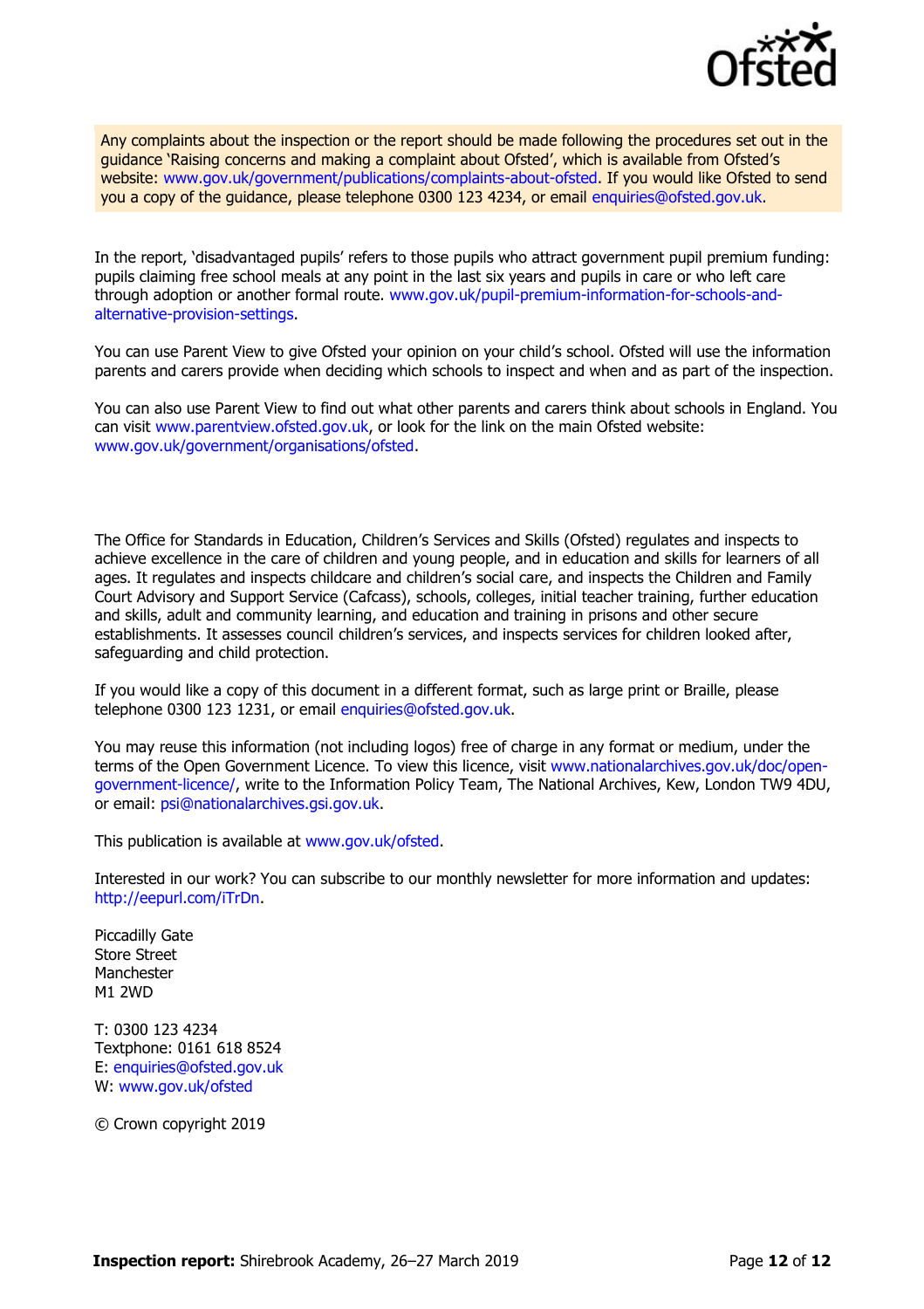Any complaints about the inspection or the report should be made following the procedures set out in the guidance 'Raising concerns and making a complaint about Ofsted', which is available from Ofsted's website: www.gov.uk/government/publications/complaints-about-ofsted. If you would like Ofsted to send you a copy of the guidance, please telephone 0300 123 4234, or email enquiries@ofsted.gov.uk.

In the report, 'disadvantaged pupils' refers to those pupils who attract government pupil premium funding: pupils claiming free school meals at any point in the last six years and pupils in care or who left care through adoption or another formal route. www.gov.uk/pupil-premium-information-for-schools-and-alternative-provision-settings.

You can use Parent View to give Ofsted your opinion on your child's school. Ofsted will use the information parents and carers provide when deciding which schools to inspect and when and as part of the inspection.

You can also use Parent View to find out what other parents and carers think about schools in England. You can visit www.parentview.ofsted.gov.uk, or look for the link on the main Ofsted website: www.gov.uk/government/organisations/ofsted.

The Office for Standards in Education, Children's Services and Skills (Ofsted) regulates and inspects to achieve excellence in the care of children and young people, and in education and skills for learners of all ages. It regulates and inspects childcare and children's social care, and inspects the Children and Family Court Advisory and Support Service (Cafcass), schools, colleges, initial teacher training, further education and skills, adult and community learning, and education and training in prisons and other secure establishments. It assesses council children's services, and inspects services for children looked after, safeguarding and child protection.

If you would like a copy of this document in a different format, such as large print or Braille, please telephone 0300 123 1231, or email enquiries@ofsted.gov.uk.

You may reuse this information (not including logos) free of charge in any format or medium, under the terms of the Open Government Licence. To view this licence, visit www.nationalarchives.gov.uk/doc/open-government-licence/, write to the Information Policy Team, The National Archives, Kew, London TW9 4DU, or email: psi@nationalarchives.gsi.gov.uk.

This publication is available at www.gov.uk/ofsted.

Interested in our work? You can subscribe to our monthly newsletter for more information and updates: http://eepurl.com/iTrDn.

Piccadilly Gate
Store Street
Manchester
M1 2WD

T: 0300 123 4234
Textphone: 0161 618 8524
E: enquiries@ofsted.gov.uk
W: www.gov.uk/ofsted

© Crown copyright 2019